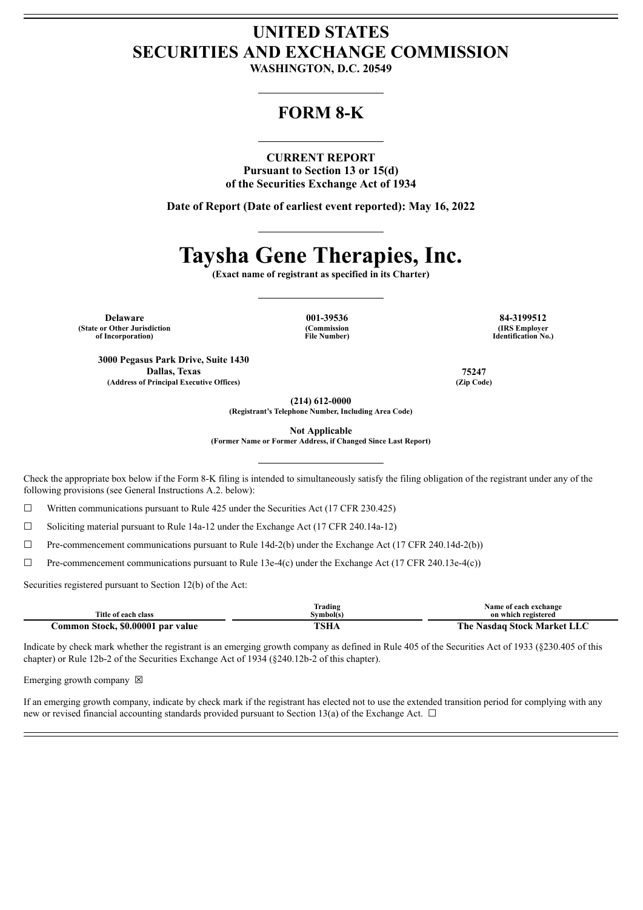# UNITED STATES
# SECURITIES AND EXCHANGE COMMISSION

**WASHINGTON, D.C. 20549**

## FORM 8-K

**CURRENT REPORT**
**Pursuant to Section 13 or 15(d)**
**of the Securities Exchange Act of 1934**

**Date of Report (Date of earliest event reported): May 16, 2022**

# Taysha Gene Therapies, Inc.

**(Exact name of registrant as specified in its Charter)**

| Delaware | 001-39536 | 84-3199512 |
|---|---|---|
| (State or Other Jurisdiction of Incorporation) | (Commission File Number) | (IRS Employer Identification No.) |

| 3000 Pegasus Park Drive, Suite 1430 Dallas, Texas | 75247 |
|---|---|
| (Address of Principal Executive Offices) | (Zip Code) |

**(214) 612-0000**
**(Registrant's Telephone Number, Including Area Code)**

**Not Applicable**
**(Former Name or Former Address, if Changed Since Last Report)**

Check the appropriate box below if the Form 8-K filing is intended to simultaneously satisfy the filing obligation of the registrant under any of the following provisions (see General Instructions A.2. below):

☐ Written communications pursuant to Rule 425 under the Securities Act (17 CFR 230.425)

☐ Soliciting material pursuant to Rule 14a-12 under the Exchange Act (17 CFR 240.14a-12)

☐ Pre-commencement communications pursuant to Rule 14d-2(b) under the Exchange Act (17 CFR 240.14d-2(b))

☐ Pre-commencement communications pursuant to Rule 13e-4(c) under the Exchange Act (17 CFR 240.13e-4(c))

Securities registered pursuant to Section 12(b) of the Act:

| Title of each class | Trading Symbol(s) | Name of each exchange on which registered |
|---|---|---|
| **Common Stock, $0.00001 par value** | **TSHA** | **The Nasdaq Stock Market LLC** |

Indicate by check mark whether the registrant is an emerging growth company as defined in Rule 405 of the Securities Act of 1933 (§230.405 of this chapter) or Rule 12b-2 of the Securities Exchange Act of 1934 (§240.12b-2 of this chapter).

Emerging growth company ☒

If an emerging growth company, indicate by check mark if the registrant has elected not to use the extended transition period for complying with any new or revised financial accounting standards provided pursuant to Section 13(a) of the Exchange Act. ☐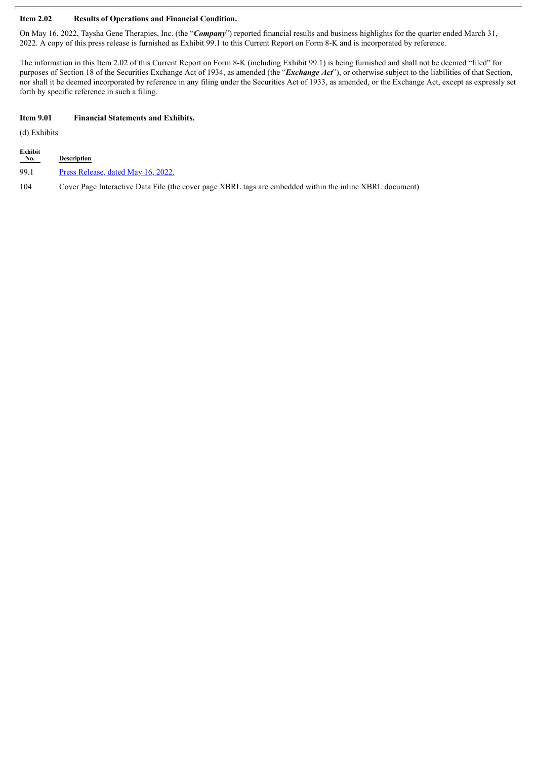**Item 2.02 Results of Operations and Financial Condition.**

On May 16, 2022, Taysha Gene Therapies, Inc. (the "***Company***") reported financial results and business highlights for the quarter ended March 31, 2022. A copy of this press release is furnished as Exhibit 99.1 to this Current Report on Form 8-K and is incorporated by reference.

The information in this Item 2.02 of this Current Report on Form 8-K (including Exhibit 99.1) is being furnished and shall not be deemed "filed" for purposes of Section 18 of the Securities Exchange Act of 1934, as amended (the "***Exchange Act***"), or otherwise subject to the liabilities of that Section, nor shall it be deemed incorporated by reference in any filing under the Securities Act of 1933, as amended, or the Exchange Act, except as expressly set forth by specific reference in such a filing.

**Item 9.01 Financial Statements and Exhibits.**

(d) Exhibits

| Exhibit No. | Description |
|---|---|
| 99.1 | Press Release, dated May 16, 2022. |
| 104 | Cover Page Interactive Data File (the cover page XBRL tags are embedded within the inline XBRL document) |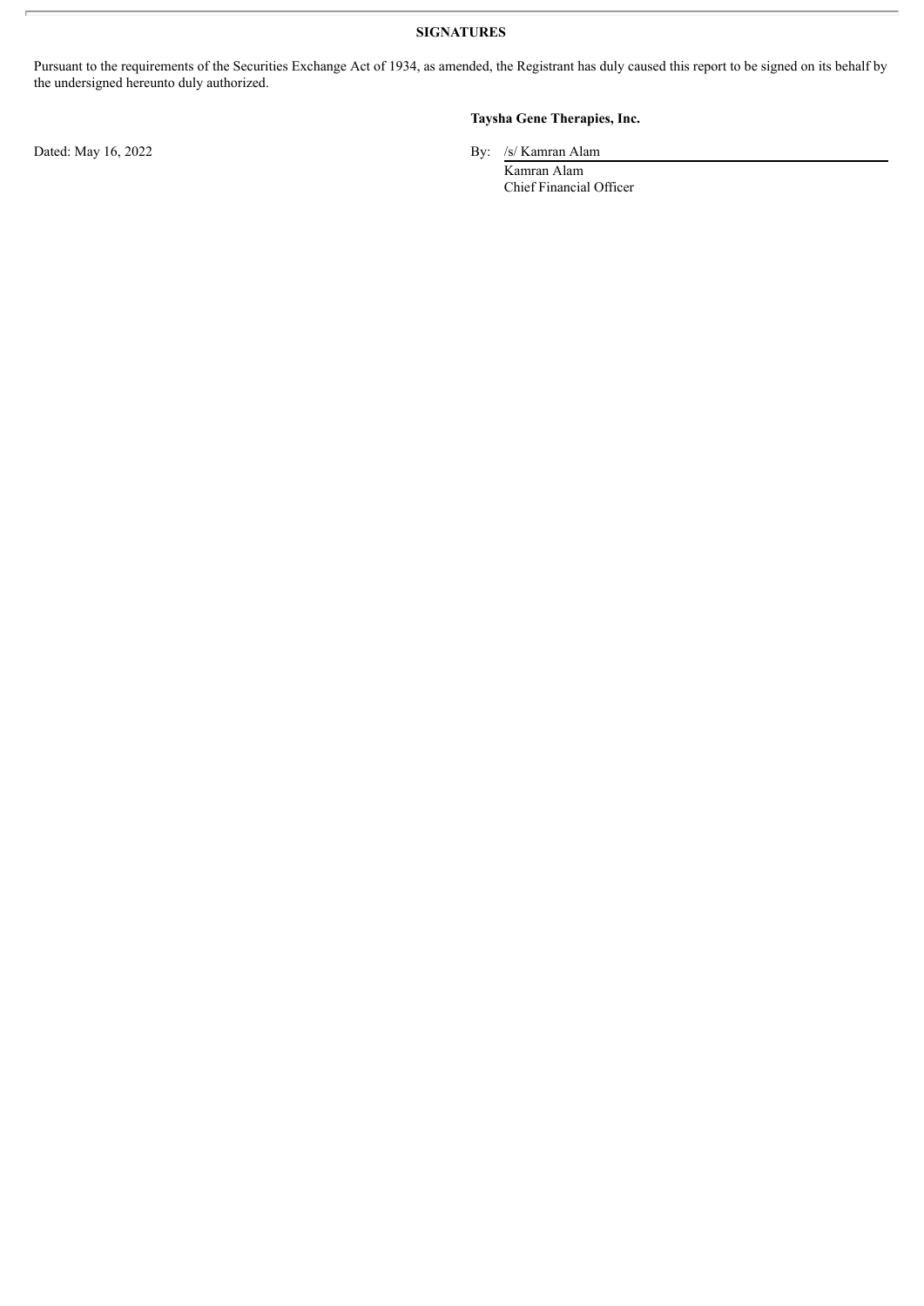## SIGNATURES

Pursuant to the requirements of the Securities Exchange Act of 1934, as amended, the Registrant has duly caused this report to be signed on its behalf by the undersigned hereunto duly authorized.

**Taysha Gene Therapies, Inc.**

Dated: May 16, 2022

By: /s/ Kamran Alam

Kamran Alam
Chief Financial Officer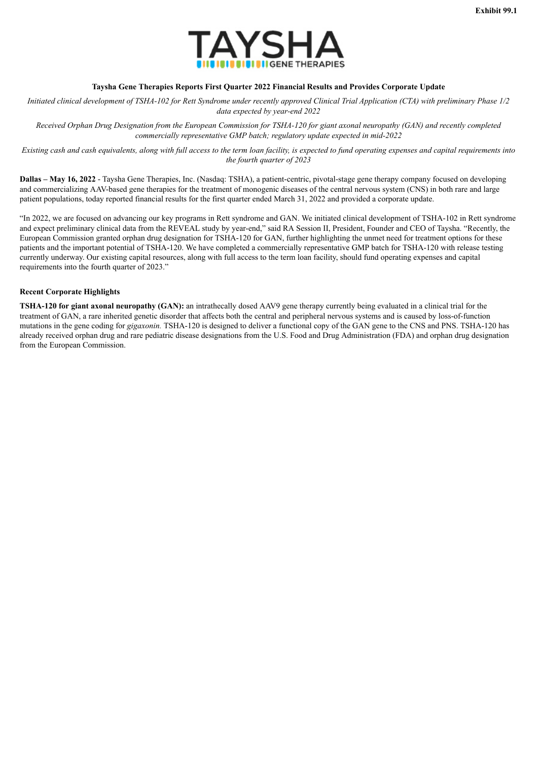Exhibit 99.1

# TAYSHA GENE THERAPIES

**Taysha Gene Therapies Reports First Quarter 2022 Financial Results and Provides Corporate Update**

*Initiated clinical development of TSHA-102 for Rett Syndrome under recently approved Clinical Trial Application (CTA) with preliminary Phase 1/2 data expected by year-end 2022*

*Received Orphan Drug Designation from the European Commission for TSHA-120 for giant axonal neuropathy (GAN) and recently completed commercially representative GMP batch; regulatory update expected in mid-2022*

*Existing cash and cash equivalents, along with full access to the term loan facility, is expected to fund operating expenses and capital requirements into the fourth quarter of 2023*

**Dallas – May 16, 2022** - Taysha Gene Therapies, Inc. (Nasdaq: TSHA), a patient-centric, pivotal-stage gene therapy company focused on developing and commercializing AAV-based gene therapies for the treatment of monogenic diseases of the central nervous system (CNS) in both rare and large patient populations, today reported financial results for the first quarter ended March 31, 2022 and provided a corporate update.

"In 2022, we are focused on advancing our key programs in Rett syndrome and GAN. We initiated clinical development of TSHA-102 in Rett syndrome and expect preliminary clinical data from the REVEAL study by year-end," said RA Session II, President, Founder and CEO of Taysha. "Recently, the European Commission granted orphan drug designation for TSHA-120 for GAN, further highlighting the unmet need for treatment options for these patients and the important potential of TSHA-120. We have completed a commercially representative GMP batch for TSHA-120 with release testing currently underway. Our existing capital resources, along with full access to the term loan facility, should fund operating expenses and capital requirements into the fourth quarter of 2023."

**Recent Corporate Highlights**

**TSHA-120 for giant axonal neuropathy (GAN):** an intrathecally dosed AAV9 gene therapy currently being evaluated in a clinical trial for the treatment of GAN, a rare inherited genetic disorder that affects both the central and peripheral nervous systems and is caused by loss-of-function mutations in the gene coding for *gigaxonin.* TSHA-120 is designed to deliver a functional copy of the GAN gene to the CNS and PNS. TSHA-120 has already received orphan drug and rare pediatric disease designations from the U.S. Food and Drug Administration (FDA) and orphan drug designation from the European Commission.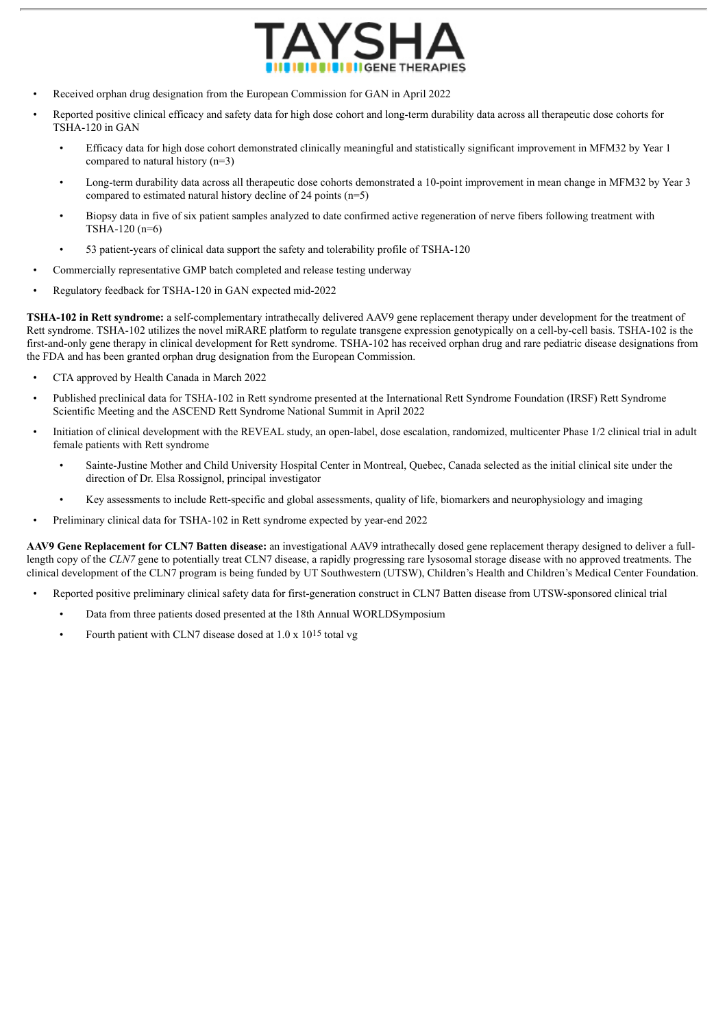- Received orphan drug designation from the European Commission for GAN in April 2022
- Reported positive clinical efficacy and safety data for high dose cohort and long-term durability data across all therapeutic dose cohorts for TSHA-120 in GAN
  - Efficacy data for high dose cohort demonstrated clinically meaningful and statistically significant improvement in MFM32 by Year 1 compared to natural history (n=3)
  - Long-term durability data across all therapeutic dose cohorts demonstrated a 10-point improvement in mean change in MFM32 by Year 3 compared to estimated natural history decline of 24 points (n=5)
  - Biopsy data in five of six patient samples analyzed to date confirmed active regeneration of nerve fibers following treatment with TSHA-120 (n=6)
  - 53 patient-years of clinical data support the safety and tolerability profile of TSHA-120
- Commercially representative GMP batch completed and release testing underway
- Regulatory feedback for TSHA-120 in GAN expected mid-2022

**TSHA-102 in Rett syndrome:** a self-complementary intrathecally delivered AAV9 gene replacement therapy under development for the treatment of Rett syndrome. TSHA-102 utilizes the novel miRARE platform to regulate transgene expression genotypically on a cell-by-cell basis. TSHA-102 is the first-and-only gene therapy in clinical development for Rett syndrome. TSHA-102 has received orphan drug and rare pediatric disease designations from the FDA and has been granted orphan drug designation from the European Commission.

- CTA approved by Health Canada in March 2022
- Published preclinical data for TSHA-102 in Rett syndrome presented at the International Rett Syndrome Foundation (IRSF) Rett Syndrome Scientific Meeting and the ASCEND Rett Syndrome National Summit in April 2022
- Initiation of clinical development with the REVEAL study, an open-label, dose escalation, randomized, multicenter Phase 1/2 clinical trial in adult female patients with Rett syndrome
  - Sainte-Justine Mother and Child University Hospital Center in Montreal, Quebec, Canada selected as the initial clinical site under the direction of Dr. Elsa Rossignol, principal investigator
  - Key assessments to include Rett-specific and global assessments, quality of life, biomarkers and neurophysiology and imaging
- Preliminary clinical data for TSHA-102 in Rett syndrome expected by year-end 2022

**AAV9 Gene Replacement for CLN7 Batten disease:** an investigational AAV9 intrathecally dosed gene replacement therapy designed to deliver a full-length copy of the *CLN7* gene to potentially treat CLN7 disease, a rapidly progressing rare lysosomal storage disease with no approved treatments. The clinical development of the CLN7 program is being funded by UT Southwestern (UTSW), Children's Health and Children's Medical Center Foundation.

- Reported positive preliminary clinical safety data for first-generation construct in CLN7 Batten disease from UTSW-sponsored clinical trial
  - Data from three patients dosed presented at the 18th Annual WORLDSymposium
  - Fourth patient with CLN7 disease dosed at $1.0 \times 10^{15}$ total vg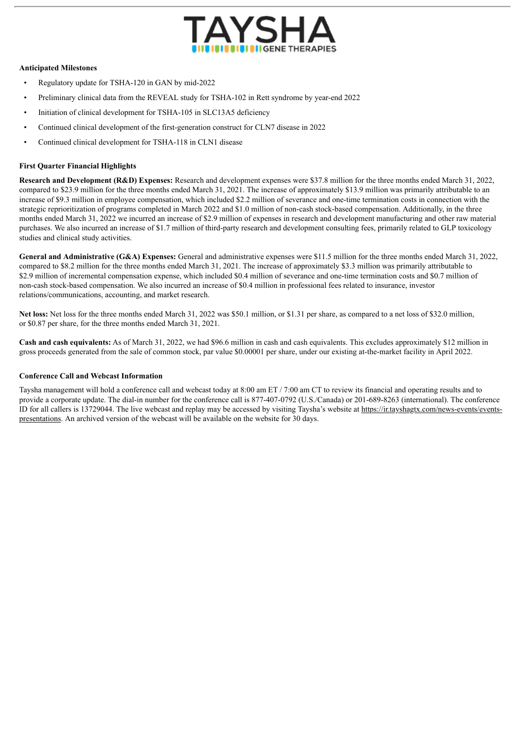**Anticipated Milestones**

- Regulatory update for TSHA-120 in GAN by mid-2022
- Preliminary clinical data from the REVEAL study for TSHA-102 in Rett syndrome by year-end 2022
- Initiation of clinical development for TSHA-105 in SLC13A5 deficiency
- Continued clinical development of the first-generation construct for CLN7 disease in 2022
- Continued clinical development for TSHA-118 in CLN1 disease

**First Quarter Financial Highlights**

**Research and Development (R&D) Expenses:** Research and development expenses were $37.8 million for the three months ended March 31, 2022, compared to $23.9 million for the three months ended March 31, 2021. The increase of approximately $13.9 million was primarily attributable to an increase of $9.3 million in employee compensation, which included $2.2 million of severance and one-time termination costs in connection with the strategic reprioritization of programs completed in March 2022 and $1.0 million of non-cash stock-based compensation. Additionally, in the three months ended March 31, 2022 we incurred an increase of $2.9 million of expenses in research and development manufacturing and other raw material purchases. We also incurred an increase of $1.7 million of third-party research and development consulting fees, primarily related to GLP toxicology studies and clinical study activities.

**General and Administrative (G&A) Expenses:** General and administrative expenses were $11.5 million for the three months ended March 31, 2022, compared to $8.2 million for the three months ended March 31, 2021. The increase of approximately $3.3 million was primarily attributable to $2.9 million of incremental compensation expense, which included $0.4 million of severance and one-time termination costs and $0.7 million of non-cash stock-based compensation. We also incurred an increase of $0.4 million in professional fees related to insurance, investor relations/communications, accounting, and market research.

**Net loss:** Net loss for the three months ended March 31, 2022 was $50.1 million, or $1.31 per share, as compared to a net loss of $32.0 million, or $0.87 per share, for the three months ended March 31, 2021.

**Cash and cash equivalents:** As of March 31, 2022, we had $96.6 million in cash and cash equivalents. This excludes approximately $12 million in gross proceeds generated from the sale of common stock, par value $0.00001 per share, under our existing at-the-market facility in April 2022.

**Conference Call and Webcast Information**

Taysha management will hold a conference call and webcast today at 8:00 am ET / 7:00 am CT to review its financial and operating results and to provide a corporate update. The dial-in number for the conference call is 877-407-0792 (U.S./Canada) or 201-689-8263 (international). The conference ID for all callers is 13729044. The live webcast and replay may be accessed by visiting Taysha's website at https://ir.tayshagtx.com/news-events/events-presentations. An archived version of the webcast will be available on the website for 30 days.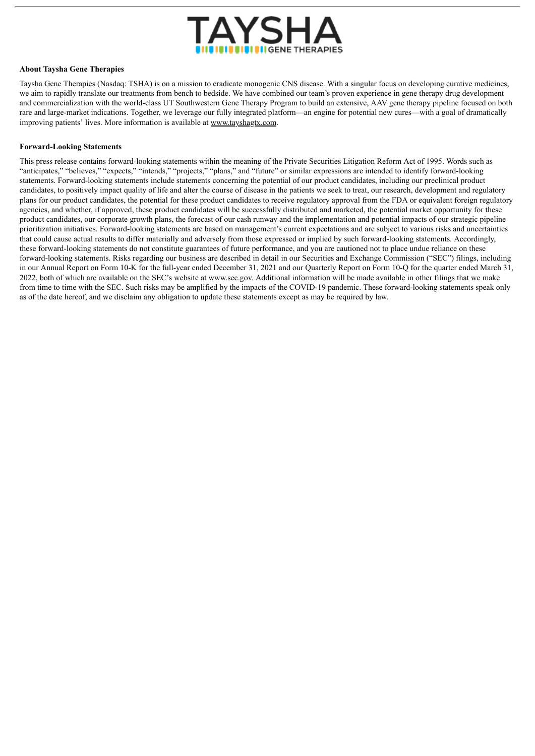## About Taysha Gene Therapies

Taysha Gene Therapies (Nasdaq: TSHA) is on a mission to eradicate monogenic CNS disease. With a singular focus on developing curative medicines, we aim to rapidly translate our treatments from bench to bedside. We have combined our team's proven experience in gene therapy drug development and commercialization with the world-class UT Southwestern Gene Therapy Program to build an extensive, AAV gene therapy pipeline focused on both rare and large-market indications. Together, we leverage our fully integrated platform—an engine for potential new cures—with a goal of dramatically improving patients' lives. More information is available at www.tayshagtx.com.

## Forward-Looking Statements

This press release contains forward-looking statements within the meaning of the Private Securities Litigation Reform Act of 1995. Words such as "anticipates," "believes," "expects," "intends," "projects," "plans," and "future" or similar expressions are intended to identify forward-looking statements. Forward-looking statements include statements concerning the potential of our product candidates, including our preclinical product candidates, to positively impact quality of life and alter the course of disease in the patients we seek to treat, our research, development and regulatory plans for our product candidates, the potential for these product candidates to receive regulatory approval from the FDA or equivalent foreign regulatory agencies, and whether, if approved, these product candidates will be successfully distributed and marketed, the potential market opportunity for these product candidates, our corporate growth plans, the forecast of our cash runway and the implementation and potential impacts of our strategic pipeline prioritization initiatives. Forward-looking statements are based on management's current expectations and are subject to various risks and uncertainties that could cause actual results to differ materially and adversely from those expressed or implied by such forward-looking statements. Accordingly, these forward-looking statements do not constitute guarantees of future performance, and you are cautioned not to place undue reliance on these forward-looking statements. Risks regarding our business are described in detail in our Securities and Exchange Commission ("SEC") filings, including in our Annual Report on Form 10-K for the full-year ended December 31, 2021 and our Quarterly Report on Form 10-Q for the quarter ended March 31, 2022, both of which are available on the SEC's website at www.sec.gov. Additional information will be made available in other filings that we make from time to time with the SEC. Such risks may be amplified by the impacts of the COVID-19 pandemic. These forward-looking statements speak only as of the date hereof, and we disclaim any obligation to update these statements except as may be required by law.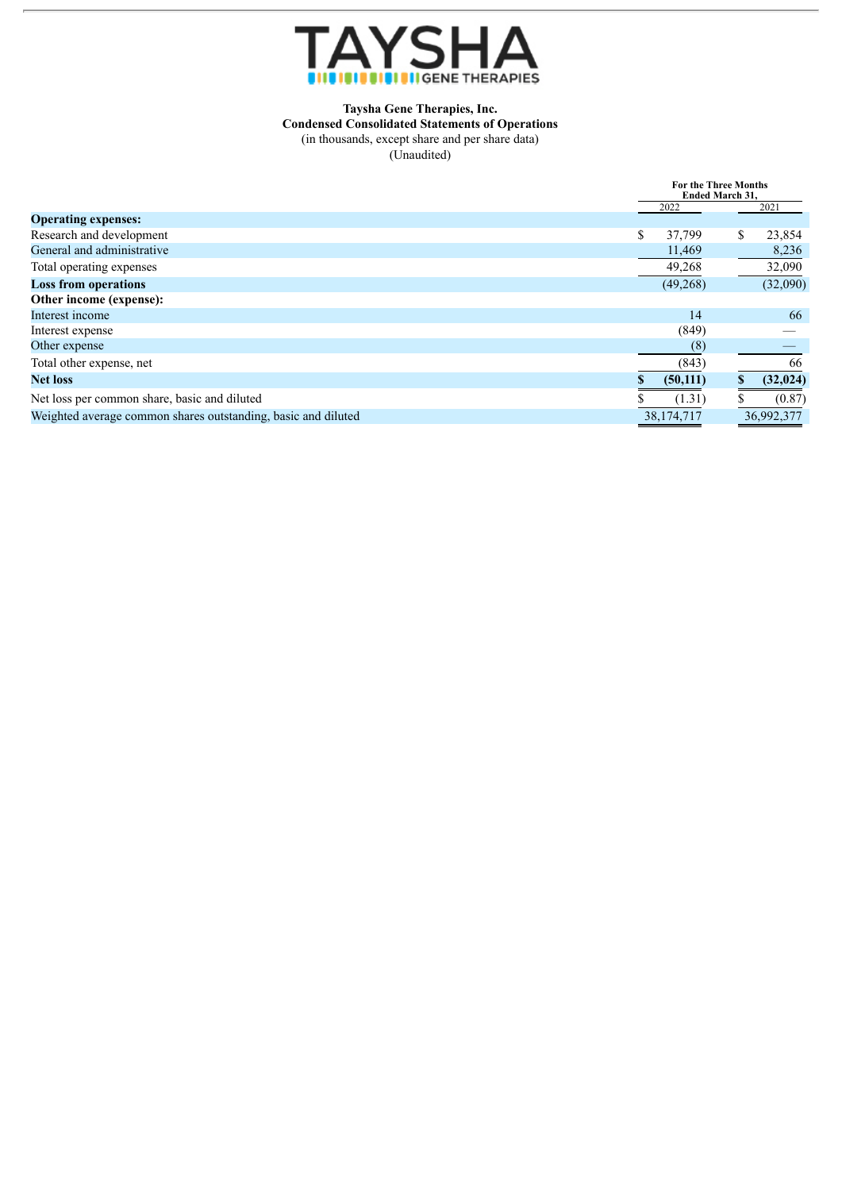TAYSHA GENE THERAPIES

**Taysha Gene Therapies, Inc.**
**Condensed Consolidated Statements of Operations**
(in thousands, except share and per share data)
(Unaudited)

| | For the Three Months Ended March 31, | |
|---|---|---|
| | 2022 | 2021 |
| **Operating expenses:** | | |
| Research and development | $ 37,799 | $ 23,854 |
| General and administrative | 11,469 | 8,236 |
| Total operating expenses | 49,268 | 32,090 |
| **Loss from operations** | (49,268) | (32,090) |
| **Other income (expense):** | | |
| Interest income | 14 | 66 |
| Interest expense | (849) | — |
| Other expense | (8) | — |
| Total other expense, net | (843) | 66 |
| **Net loss** | **$ (50,111)** | **$ (32,024)** |
| Net loss per common share, basic and diluted | $ (1.31) | $ (0.87) |
| Weighted average common shares outstanding, basic and diluted | 38,174,717 | 36,992,377 |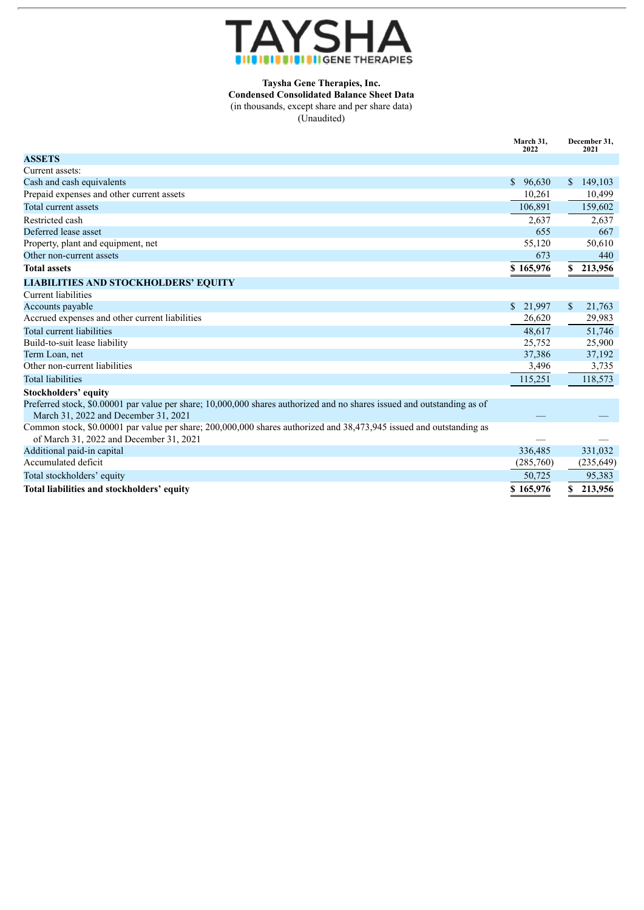**Taysha Gene Therapies, Inc.**
**Condensed Consolidated Balance Sheet Data**
(in thousands, except share and per share data)
(Unaudited)

| | March 31, 2022 | December 31, 2021 |
|---|---|---|
| **ASSETS** | | |
| Current assets: | | |
| Cash and cash equivalents | $ 96,630 | $ 149,103 |
| Prepaid expenses and other current assets | 10,261 | 10,499 |
| Total current assets | 106,891 | 159,602 |
| Restricted cash | 2,637 | 2,637 |
| Deferred lease asset | 655 | 667 |
| Property, plant and equipment, net | 55,120 | 50,610 |
| Other non-current assets | 673 | 440 |
| **Total assets** | **$ 165,976** | **$ 213,956** |
| **LIABILITIES AND STOCKHOLDERS' EQUITY** | | |
| Current liabilities | | |
| Accounts payable | $ 21,997 | $ 21,763 |
| Accrued expenses and other current liabilities | 26,620 | 29,983 |
| Total current liabilities | 48,617 | 51,746 |
| Build-to-suit lease liability | 25,752 | 25,900 |
| Term Loan, net | 37,386 | 37,192 |
| Other non-current liabilities | 3,496 | 3,735 |
| Total liabilities | 115,251 | 118,573 |
| **Stockholders' equity** | | |
| Preferred stock, $0.00001 par value per share; 10,000,000 shares authorized and no shares issued and outstanding as of March 31, 2022 and December 31, 2021 | — | — |
| Common stock, $0.00001 par value per share; 200,000,000 shares authorized and 38,473,945 issued and outstanding as of March 31, 2022 and December 31, 2021 | — | — |
| Additional paid-in capital | 336,485 | 331,032 |
| Accumulated deficit | (285,760) | (235,649) |
| Total stockholders' equity | 50,725 | 95,383 |
| **Total liabilities and stockholders' equity** | **$ 165,976** | **$ 213,956** |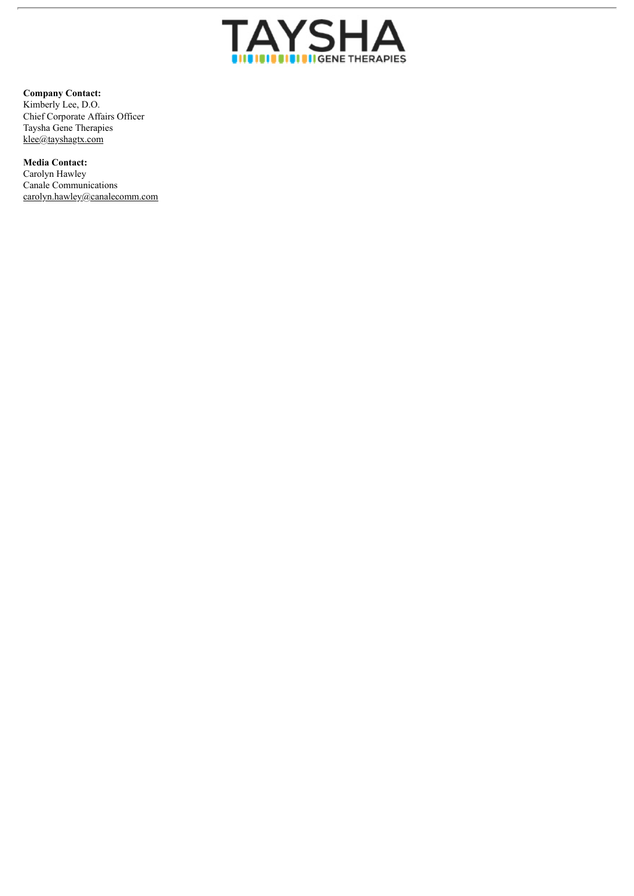**Company Contact:**
Kimberly Lee, D.O.
Chief Corporate Affairs Officer
Taysha Gene Therapies
klee@tayshagtx.com

**Media Contact:**
Carolyn Hawley
Canale Communications
carolyn.hawley@canalecomm.com